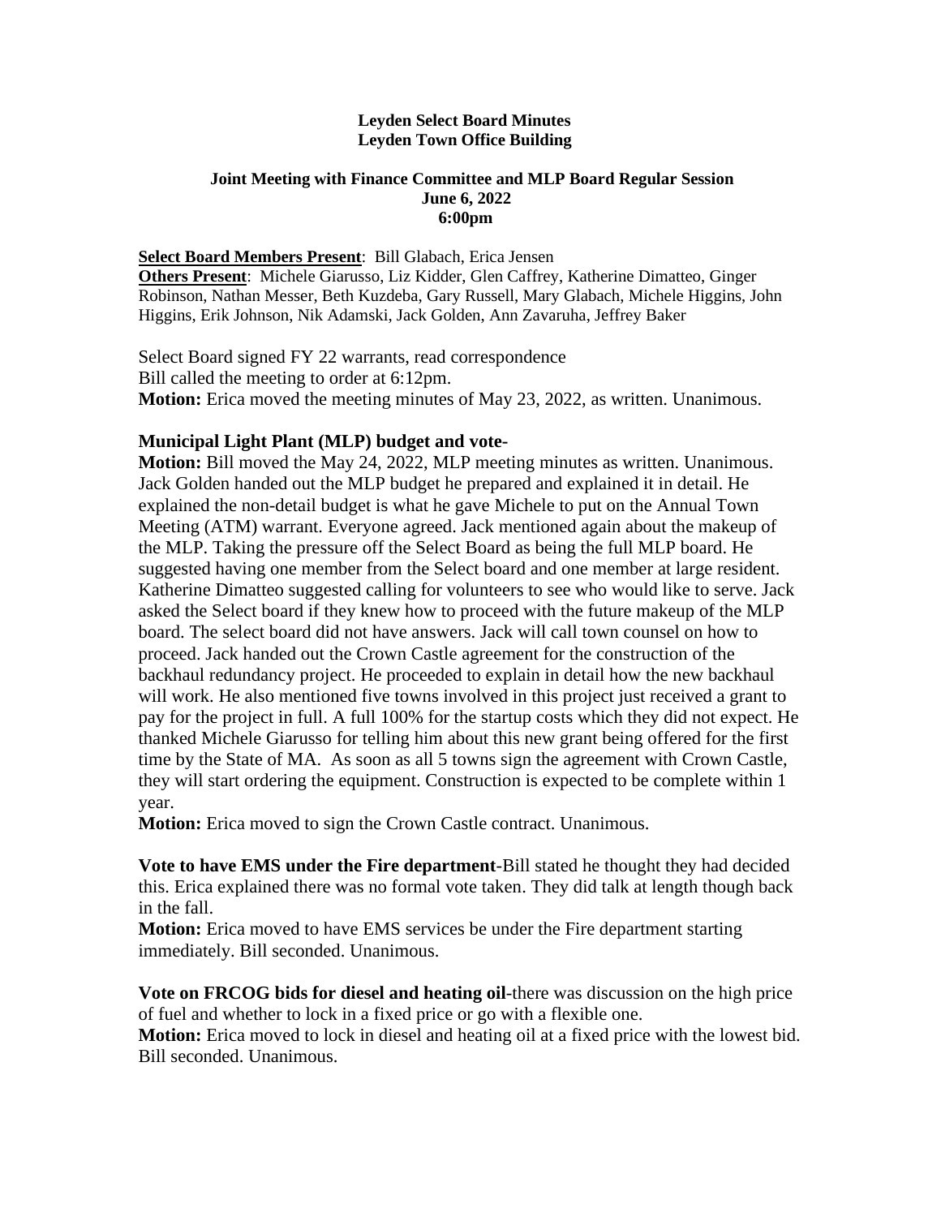**Leyden Select Board Minutes**
**Leyden Town Office Building**

**Joint Meeting with Finance Committee and MLP Board Regular Session**
**June 6, 2022**
**6:00pm**

**Select Board Members Present**: Bill Glabach, Erica Jensen
**Others Present**: Michele Giarusso, Liz Kidder, Glen Caffrey, Katherine Dimatteo, Ginger Robinson, Nathan Messer, Beth Kuzdeba, Gary Russell, Mary Glabach, Michele Higgins, John Higgins, Erik Johnson, Nik Adamski, Jack Golden, Ann Zavaruha, Jeffrey Baker

Select Board signed FY 22 warrants, read correspondence
Bill called the meeting to order at 6:12pm.
**Motion:** Erica moved the meeting minutes of May 23, 2022, as written. Unanimous.

**Municipal Light Plant (MLP) budget and vote-**
**Motion:** Bill moved the May 24, 2022, MLP meeting minutes as written. Unanimous. Jack Golden handed out the MLP budget he prepared and explained it in detail. He explained the non-detail budget is what he gave Michele to put on the Annual Town Meeting (ATM) warrant. Everyone agreed. Jack mentioned again about the makeup of the MLP. Taking the pressure off the Select Board as being the full MLP board. He suggested having one member from the Select board and one member at large resident. Katherine Dimatteo suggested calling for volunteers to see who would like to serve. Jack asked the Select board if they knew how to proceed with the future makeup of the MLP board. The select board did not have answers. Jack will call town counsel on how to proceed. Jack handed out the Crown Castle agreement for the construction of the backhaul redundancy project. He proceeded to explain in detail how the new backhaul will work. He also mentioned five towns involved in this project just received a grant to pay for the project in full. A full 100% for the startup costs which they did not expect. He thanked Michele Giarusso for telling him about this new grant being offered for the first time by the State of MA. As soon as all 5 towns sign the agreement with Crown Castle, they will start ordering the equipment. Construction is expected to be complete within 1 year.
**Motion:** Erica moved to sign the Crown Castle contract. Unanimous.

**Vote to have EMS under the Fire department**-Bill stated he thought they had decided this. Erica explained there was no formal vote taken. They did talk at length though back in the fall.
**Motion:** Erica moved to have EMS services be under the Fire department starting immediately. Bill seconded. Unanimous.

**Vote on FRCOG bids for diesel and heating oil**-there was discussion on the high price of fuel and whether to lock in a fixed price or go with a flexible one.
**Motion:** Erica moved to lock in diesel and heating oil at a fixed price with the lowest bid. Bill seconded. Unanimous.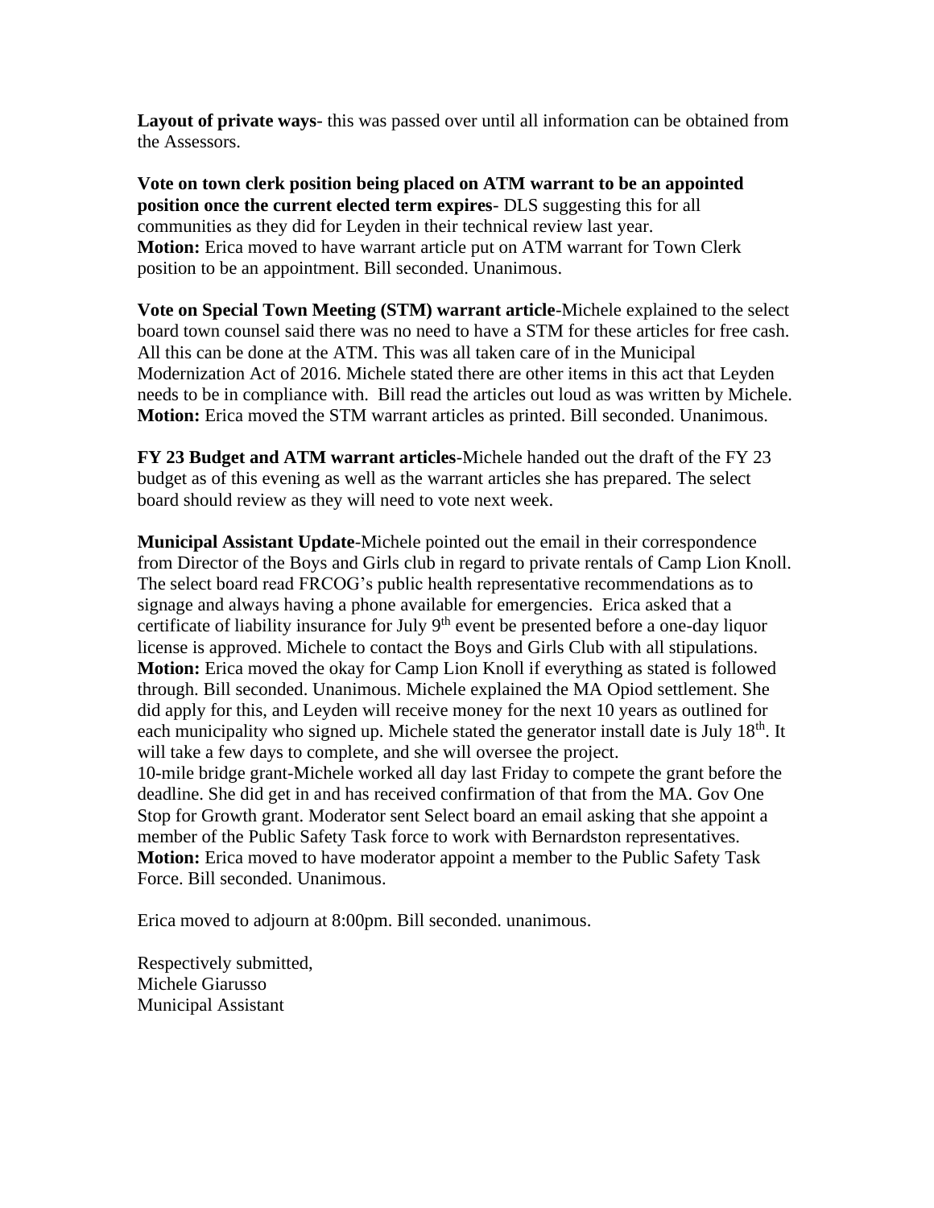**Layout of private ways**- this was passed over until all information can be obtained from the Assessors.

**Vote on town clerk position being placed on ATM warrant to be an appointed position once the current elected term expires**- DLS suggesting this for all communities as they did for Leyden in their technical review last year.
**Motion:** Erica moved to have warrant article put on ATM warrant for Town Clerk position to be an appointment. Bill seconded. Unanimous.

**Vote on Special Town Meeting (STM) warrant article**-Michele explained to the select board town counsel said there was no need to have a STM for these articles for free cash. All this can be done at the ATM. This was all taken care of in the Municipal Modernization Act of 2016. Michele stated there are other items in this act that Leyden needs to be in compliance with. Bill read the articles out loud as was written by Michele.
**Motion:** Erica moved the STM warrant articles as printed. Bill seconded. Unanimous.

**FY 23 Budget and ATM warrant articles**-Michele handed out the draft of the FY 23 budget as of this evening as well as the warrant articles she has prepared. The select board should review as they will need to vote next week.

**Municipal Assistant Update**-Michele pointed out the email in their correspondence from Director of the Boys and Girls club in regard to private rentals of Camp Lion Knoll. The select board read FRCOG's public health representative recommendations as to signage and always having a phone available for emergencies. Erica asked that a certificate of liability insurance for July 9th event be presented before a one-day liquor license is approved. Michele to contact the Boys and Girls Club with all stipulations.
**Motion:** Erica moved the okay for Camp Lion Knoll if everything as stated is followed through. Bill seconded. Unanimous. Michele explained the MA Opiod settlement. She did apply for this, and Leyden will receive money for the next 10 years as outlined for each municipality who signed up. Michele stated the generator install date is July 18th. It will take a few days to complete, and she will oversee the project.
10-mile bridge grant-Michele worked all day last Friday to compete the grant before the deadline. She did get in and has received confirmation of that from the MA. Gov One Stop for Growth grant. Moderator sent Select board an email asking that she appoint a member of the Public Safety Task force to work with Bernardston representatives.
**Motion:** Erica moved to have moderator appoint a member to the Public Safety Task Force. Bill seconded. Unanimous.

Erica moved to adjourn at 8:00pm. Bill seconded. unanimous.

Respectively submitted,
Michele Giarusso
Municipal Assistant